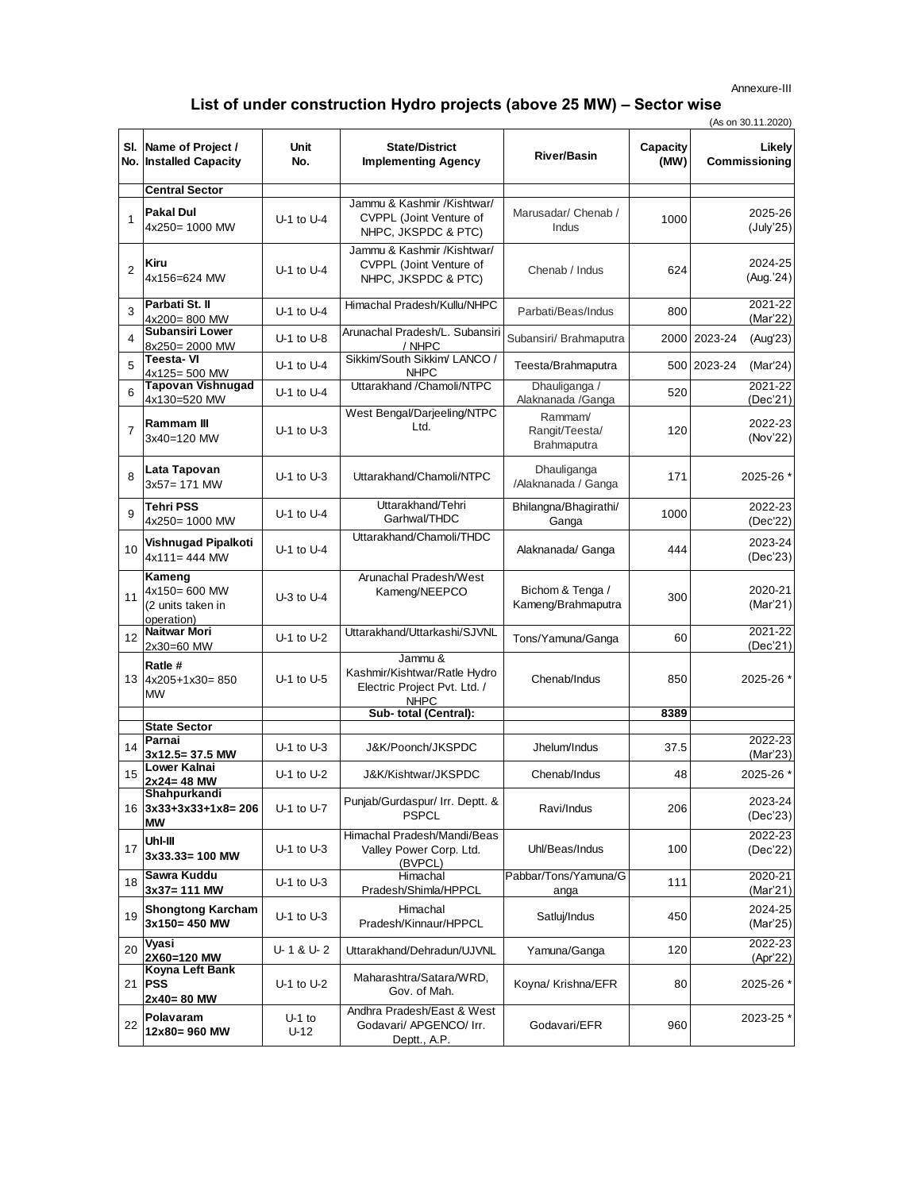Annexure-III

## List of under construction Hydro projects (above 25 MW) – Sector wise

(As on 30.11.2020)

| Sl. No. | Name of Project / Installed Capacity | Unit No. | State/District Implementing Agency | River/Basin | Capacity (MW) | Likely Commissioning |
|---|---|---|---|---|---|---|
| | **Central Sector** | | | | | |
| 1 | **Pakal Dul** 4x250= 1000 MW | U-1 to U-4 | Jammu & Kashmir /Kishtwar/ CVPPL (Joint Venture of NHPC, JKSPDC & PTC) | Marusadar/ Chenab / Indus | 1000 | 2025-26 (July'25) |
| 2 | **Kiru** 4x156=624 MW | U-1 to U-4 | Jammu & Kashmir /Kishtwar/ CVPPL (Joint Venture of NHPC, JKSPDC & PTC) | Chenab / Indus | 624 | 2024-25 (Aug.'24) |
| 3 | **Parbati St. II** 4x200= 800 MW | U-1 to U-4 | Himachal Pradesh/Kullu/NHPC | Parbati/Beas/Indus | 800 | 2021-22 (Mar'22) |
| 4 | **Subansiri Lower** 8x250= 2000 MW | U-1 to U-8 | Arunachal Pradesh/L. Subansiri / NHPC | Subansiri/ Brahmaputra | 2000 | 2023-24 (Aug'23) |
| 5 | **Teesta- VI** 4x125= 500 MW | U-1 to U-4 | Sikkim/South Sikkim/ LANCO / NHPC | Teesta/Brahmaputra | 500 | 2023-24 (Mar'24) |
| 6 | **Tapovan Vishnugad** 4x130=520 MW | U-1 to U-4 | Uttarakhand /Chamoli/NTPC | Dhauliganga / Alaknanada /Ganga | 520 | 2021-22 (Dec'21) |
| 7 | **Rammam III** 3x40=120 MW | U-1 to U-3 | West Bengal/Darjeeling/NTPC Ltd. | Rammam/ Rangit/Teesta/ Brahmaputra | 120 | 2022-23 (Nov'22) |
| 8 | **Lata Tapovan** 3x57= 171 MW | U-1 to U-3 | Uttarakhand/Chamoli/NTPC | Dhauliganga /Alaknanada / Ganga | 171 | 2025-26 * |
| 9 | **Tehri PSS** 4x250= 1000 MW | U-1 to U-4 | Uttarakhand/Tehri Garhwal/THDC | Bhilangna/Bhagirathi/ Ganga | 1000 | 2022-23 (Dec'22) |
| 10 | **Vishnugad Pipalkoti** 4x111= 444 MW | U-1 to U-4 | Uttarakhand/Chamoli/THDC | Alaknanada/ Ganga | 444 | 2023-24 (Dec'23) |
| 11 | **Kameng** 4x150= 600 MW (2 units taken in operation) | U-3 to U-4 | Arunachal Pradesh/West Kameng/NEEPCO | Bichom & Tenga / Kameng/Brahmaputra | 300 | 2020-21 (Mar'21) |
| 12 | **Naitwar Mori** 2x30=60 MW | U-1 to U-2 | Uttarakhand/Uttarkashi/SJVNL | Tons/Yamuna/Ganga | 60 | 2021-22 (Dec'21) |
| 13 | **Ratle #** 4x205+1x30= 850 MW | U-1 to U-5 | Jammu & Kashmir/Kishtwar/Ratle Hydro Electric Project Pvt. Ltd. / NHPC | Chenab/Indus | 850 | 2025-26 * |
| | | | **Sub- total (Central):** | | **8389** | |
| | **State Sector** | | | | | |
| 14 | **Parnai 3x12.5= 37.5 MW** | U-1 to U-3 | J&K/Poonch/JKSPDC | Jhelum/Indus | 37.5 | 2022-23 (Mar'23) |
| 15 | **Lower Kalnai 2x24= 48 MW** | U-1 to U-2 | J&K/Kishtwar/JKSPDC | Chenab/Indus | 48 | 2025-26 * |
| 16 | **Shahpurkandi 3x33+3x33+1x8= 206 MW** | U-1 to U-7 | Punjab/Gurdaspur/ Irr. Deptt. & PSPCL | Ravi/Indus | 206 | 2023-24 (Dec'23) |
| 17 | **Uhl-III 3x33.33= 100 MW** | U-1 to U-3 | Himachal Pradesh/Mandi/Beas Valley Power Corp. Ltd. (BVPCL) | Uhl/Beas/Indus | 100 | 2022-23 (Dec'22) |
| 18 | **Sawra Kuddu 3x37= 111 MW** | U-1 to U-3 | Himachal Pradesh/Shimla/HPPCL | Pabbar/Tons/Yamuna/Ganga | 111 | 2020-21 (Mar'21) |
| 19 | **Shongtong Karcham 3x150= 450 MW** | U-1 to U-3 | Himachal Pradesh/Kinnaur/HPPCL | Satluj/Indus | 450 | 2024-25 (Mar'25) |
| 20 | **Vyasi 2X60=120 MW** | U- 1 & U- 2 | Uttarakhand/Dehradun/UJVNL | Yamuna/Ganga | 120 | 2022-23 (Apr'22) |
| 21 | **Koyna Left Bank PSS 2x40= 80 MW** | U-1 to U-2 | Maharashtra/Satara/WRD, Gov. of Mah. | Koyna/ Krishna/EFR | 80 | 2025-26 * |
| 22 | **Polavaram 12x80= 960 MW** | U-1 to U-12 | Andhra Pradesh/East & West Godavari/ APGENCO/ Irr. Deptt., A.P. | Godavari/EFR | 960 | 2023-25 * |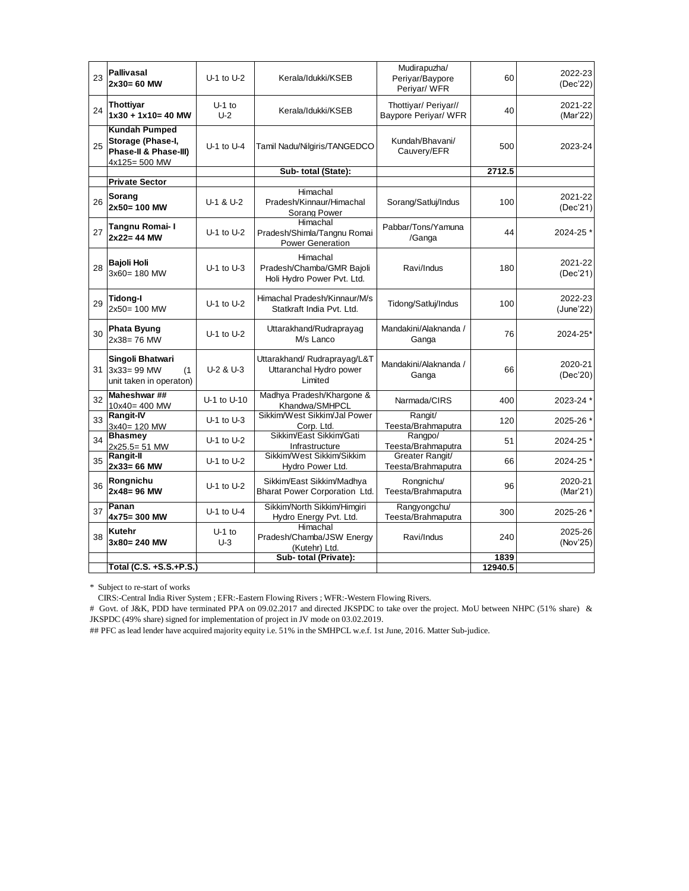| | | | | | | |
|---|---|---|---|---|---|---|
| 23 | **Pallivasal** **2x30= 60 MW** | U-1 to U-2 | Kerala/Idukki/KSEB | Mudirapuzha/ Periyar/Baypore Periyar/ WFR | 60 | 2022-23 (Dec'22) |
| 24 | **Thottiyar** **1x30 + 1x10= 40 MW** | U-1 to U-2 | Kerala/Idukki/KSEB | Thottiyar/ Periyar// Baypore Periyar/ WFR | 40 | 2021-22 (Mar'22) |
| 25 | **Kundah Pumped Storage (Phase-I, Phase-II & Phase-III)** 4x125= 500 MW | U-1 to U-4 | Tamil Nadu/Nilgiris/TANGEDCO | Kundah/Bhavani/ Cauvery/EFR | 500 | 2023-24 |
| | | | **Sub- total (State):** | | **2712.5** | |
| | **Private Sector** | | | | | |
| 26 | **Sorang** **2x50= 100 MW** | U-1 & U-2 | Himachal Pradesh/Kinnaur/Himachal Sorang Power | Sorang/Satluj/Indus | 100 | 2021-22 (Dec'21) |
| 27 | **Tangnu Romai- I** **2x22= 44 MW** | U-1 to U-2 | Himachal Pradesh/Shimla/Tangnu Romai Power Generation | Pabbar/Tons/Yamuna /Ganga | 44 | 2024-25 * |
| 28 | **Bajoli Holi** 3x60= 180 MW | U-1 to U-3 | Himachal Pradesh/Chamba/GMR Bajoli Holi Hydro Power Pvt. Ltd. | Ravi/Indus | 180 | 2021-22 (Dec'21) |
| 29 | **Tidong-I** 2x50= 100 MW | U-1 to U-2 | Himachal Pradesh/Kinnaur/M/s Statkraft India Pvt. Ltd. | Tidong/Satluj/Indus | 100 | 2022-23 (June'22) |
| 30 | **Phata Byung** 2x38= 76 MW | U-1 to U-2 | Uttarakhand/Rudraprayag M/s Lanco | Mandakini/Alaknanda / Ganga | 76 | 2024-25* |
| 31 | **Singoli Bhatwari** 3x33= 99 MW (1 unit taken in operaton) | U-2 & U-3 | Uttarakhand/ Rudraprayag/L&T Uttaranchal Hydro power Limited | Mandakini/Alaknanda / Ganga | 66 | 2020-21 (Dec'20) |
| 32 | **Maheshwar ##** 10x40= 400 MW | U-1 to U-10 | Madhya Pradesh/Khargone & Khandwa/SMHPCL | Narmada/CIRS | 400 | 2023-24 * |
| 33 | **Rangit-IV** 3x40= 120 MW | U-1 to U-3 | Sikkim/West Sikkim/Jal Power Corp. Ltd. | Rangit/ Teesta/Brahmaputra | 120 | 2025-26 * |
| 34 | **Bhasmey** 2x25.5= 51 MW | U-1 to U-2 | Sikkim/East Sikkim/Gati Infrastructure | Rangpo/ Teesta/Brahmaputra | 51 | 2024-25 * |
| 35 | **Rangit-II** **2x33= 66 MW** | U-1 to U-2 | Sikkim/West Sikkim/Sikkim Hydro Power Ltd. | Greater Rangit/ Teesta/Brahmaputra | 66 | 2024-25 * |
| 36 | **Rongnichu** **2x48= 96 MW** | U-1 to U-2 | Sikkim/East Sikkim/Madhya Bharat Power Corporation Ltd. | Rongnichu/ Teesta/Brahmaputra | 96 | 2020-21 (Mar'21) |
| 37 | **Panan** **4x75= 300 MW** | U-1 to U-4 | Sikkim/North Sikkim/Himgiri Hydro Energy Pvt. Ltd. | Rangyongchu/ Teesta/Brahmaputra | 300 | 2025-26 * |
| 38 | **Kutehr** **3x80= 240 MW** | U-1 to U-3 | Himachal Pradesh/Chamba/JSW Energy (Kutehr) Ltd. | Ravi/Indus | 240 | 2025-26 (Nov'25) |
| | | | **Sub- total (Private):** | | **1839** | |
| | **Total (C.S. +S.S.+P.S.)** | | | | **12940.5** | |

\* Subject to re-start of works

CIRS:-Central India River System ; EFR:-Eastern Flowing Rivers ; WFR:-Western Flowing Rivers.

# Govt. of J&K, PDD have terminated PPA on 09.02.2017 and directed JKSPDC to take over the project. MoU between NHPC (51% share) & JKSPDC (49% share) signed for implementation of project in JV mode on 03.02.2019.

## PFC as lead lender have acquired majority equity i.e. 51% in the SMHPCL w.e.f. 1st June, 2016. Matter Sub-judice.